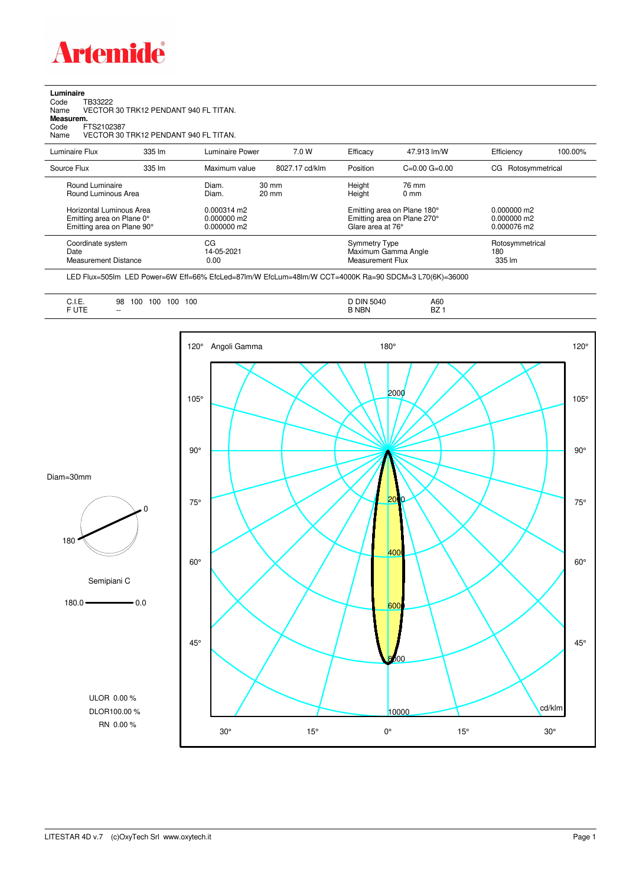# Artemide

**Luminaire**

Code TB33222

Name VECTOR 30 TRK12 PENDANT 940 FL TITAN.

**Measurem.**

Code FTS2102387

Name VECTOR 30 TRK12 PENDANT 940 FL TITAN.

| Luminaire Flux | 335 lm | Luminaire Power | 7.0 W | Efficacy | 47.913 lm/W | Efficiency | 100.00% |
|---|---|---|---|---|---|---|---|
| Source Flux | 335 lm | Maximum value | 8027.17 cd/klm | Position | C=0.00 G=0.00 | CG Rotosymmetrical | |

| | | | | |
|---|---|---|---|---|
| Round Luminaire | Diam. 30 mm | Height 76 mm | | |
| Round Luminous Area | Diam. 20 mm | Height 0 mm | | |
| Horizontal Luminous Area | 0.000314 m2 | Emitting area on Plane 180° | 0.000000 m2 | |
| Emitting area on Plane 0° | 0.000000 m2 | Emitting area on Plane 270° | 0.000000 m2 | |
| Emitting area on Plane 90° | 0.000000 m2 | Glare area at 76° | 0.000076 m2 | |

| | | | |
|---|---|---|---|
| Coordinate system | CG | Symmetry Type | Rotosymmetrical |
| Date | 14-05-2021 | Maximum Gamma Angle | 180 |
| Measurement Distance | 0.00 | Measurement Flux | 335 lm |

LED Flux=505lm LED Power=6W Eff=66% EfcLed=87lm/W EfcLum=48lm/W CCT=4000K Ra=90 SDCM=3 L70(6K)=36000

| | | | |
|---|---|---|---|
| C.I.E. | 98 100 100 100 100 | D DIN 5040 | A60 |
| F UTE | -- | B NBN | BZ 1 |

Diam=30mm

Semipiani C

180.0 — 0.0

ULOR 0.00 %

DLOR100.00 %

RN 0.00 %

Angoli Gamma

cd/klm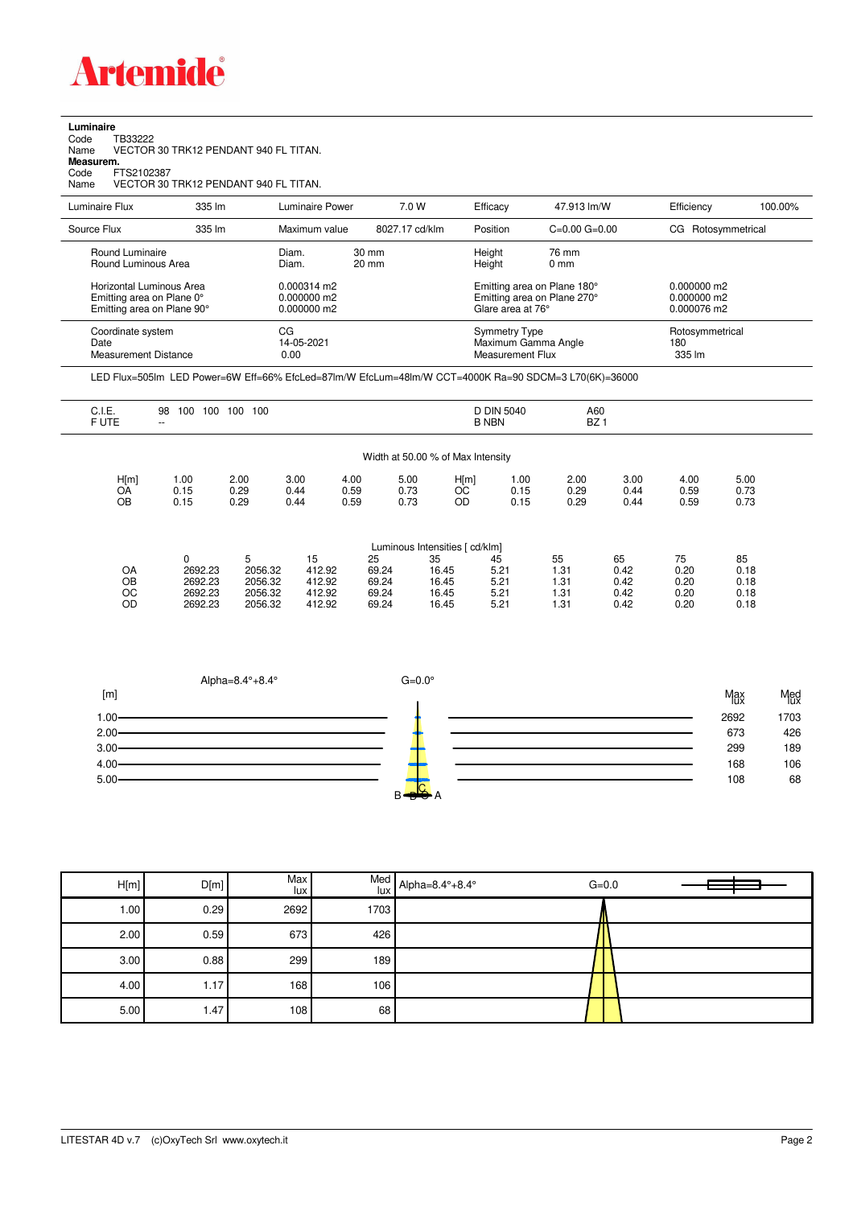**Luminaire**

Code TB33222
Name VECTOR 30 TRK12 PENDANT 940 FL TITAN.

**Measurem.**

Code FTS2102387
Name VECTOR 30 TRK12 PENDANT 940 FL TITAN.

| | | | | | | | |
|---|---|---|---|---|---|---|---|
| Luminaire Flux | 335 lm | Luminaire Power | 7.0 W | Efficacy | 47.913 lm/W | Efficiency | 100.00% |
| Source Flux | 335 lm | Maximum value | 8027.17 cd/klm | Position | C=0.00 G=0.00 | CG Rotosymmetrical | |

| | | | | | |
|---|---|---|---|---|---|
| Round Luminaire | Diam. | 30 mm | Height | 76 mm | |
| Round Luminous Area | Diam. | 20 mm | Height | 0 mm | |
| Horizontal Luminous Area | 0.000314 m2 | | Emitting area on Plane 180° | | 0.000000 m2 |
| Emitting area on Plane 0° | 0.000000 m2 | | Emitting area on Plane 270° | | 0.000000 m2 |
| Emitting area on Plane 90° | 0.000000 m2 | | Glare area at 76° | | 0.000076 m2 |
| Coordinate system | CG | | Symmetry Type | | Rotosymmetrical |
| Date | 14-05-2021 | | Maximum Gamma Angle | | 180 |
| Measurement Distance | 0.00 | | Measurement Flux | | 335 lm |

LED Flux=505lm LED Power=6W Eff=66% EfcLed=87lm/W EfcLum=48lm/W CCT=4000K Ra=90 SDCM=3 L70(6K)=36000

| | | | |
|---|---|---|---|
| C.I.E. | 98 100 100 100 100 | D DIN 5040 | A60 |
| F UTE | -- | B NBN | BZ 1 |

Width at 50.00 % of Max Intensity

| H[m] | 1.00 | 2.00 | 3.00 | 4.00 | 5.00 | H[m] | 1.00 | 2.00 | 3.00 | 4.00 | 5.00 |
|---|---|---|---|---|---|---|---|---|---|---|---|
| OA | 0.15 | 0.29 | 0.44 | 0.59 | 0.73 | OC | 0.15 | 0.29 | 0.44 | 0.59 | 0.73 |
| OB | 0.15 | 0.29 | 0.44 | 0.59 | 0.73 | OD | 0.15 | 0.29 | 0.44 | 0.59 | 0.73 |

Luminous Intensities [ cd/klm]

| | 0 | 5 | 15 | 25 | 35 | 45 | 55 | 65 | 75 | 85 |
|---|---|---|---|---|---|---|---|---|---|---|
| OA | 2692.23 | 2056.32 | 412.92 | 69.24 | 16.45 | 5.21 | 1.31 | 0.42 | 0.20 | 0.18 |
| OB | 2692.23 | 2056.32 | 412.92 | 69.24 | 16.45 | 5.21 | 1.31 | 0.42 | 0.20 | 0.18 |
| OC | 2692.23 | 2056.32 | 412.92 | 69.24 | 16.45 | 5.21 | 1.31 | 0.42 | 0.20 | 0.18 |
| OD | 2692.23 | 2056.32 | 412.92 | 69.24 | 16.45 | 5.21 | 1.31 | 0.42 | 0.20 | 0.18 |

Alpha=8.4°+8.4°
G=0.0°
[m]
1.00
2.00
3.00
4.00
5.00
B D C A
Max lux
2692
673
299
168
108
Med lux
1703
426
189
106
68

| H[m] | D[m] | Max lux | Med lux | Alpha=8.4°+8.4° G=0.0 |
|---|---|---|---|---|
| 1.00 | 0.29 | 2692 | 1703 | |
| 2.00 | 0.59 | 673 | 426 | |
| 3.00 | 0.88 | 299 | 189 | |
| 4.00 | 1.17 | 168 | 106 | |
| 5.00 | 1.47 | 108 | 68 | |

LITESTAR 4D v.7 (c)OxyTech Srl www.oxytech.it